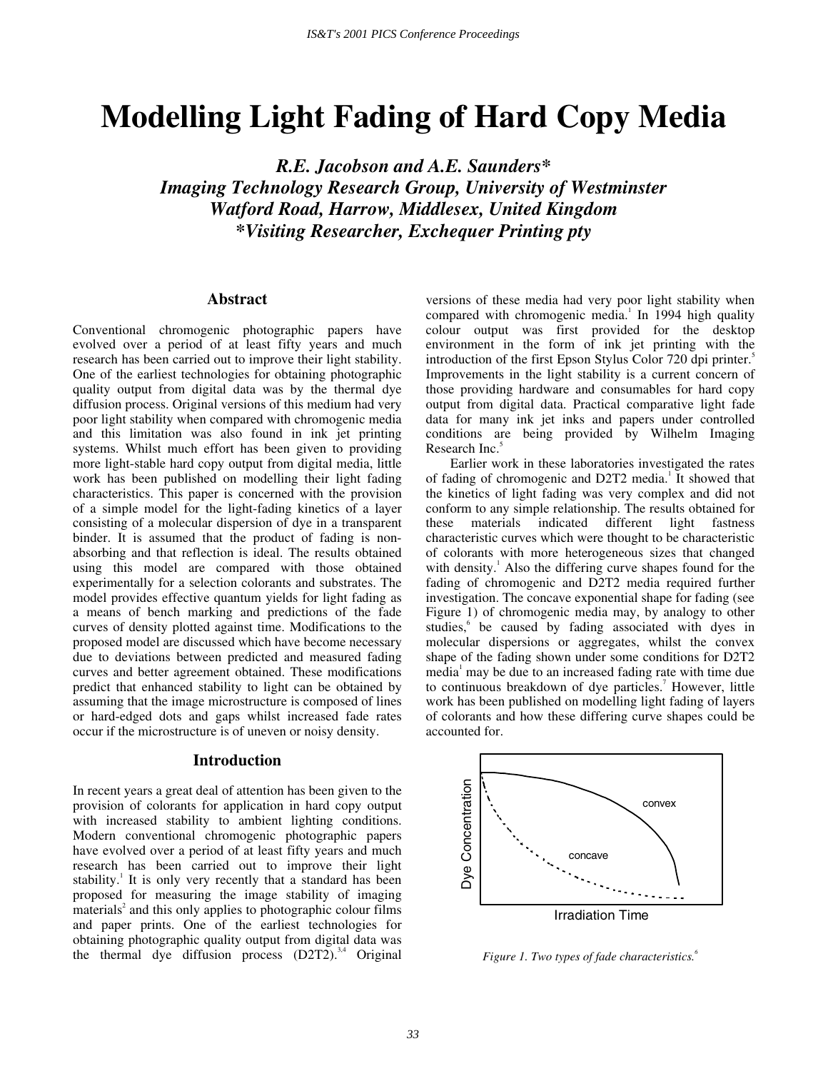# Modelling Light Fading of Hard Copy Media

***R.E. Jacobson and A.E. Saunders\****
***Imaging Technology Research Group, University of Westminster***
***Watford Road, Harrow, Middlesex, United Kingdom***
***\*Visiting Researcher, Exchequer Printing pty***

## Abstract

Conventional chromogenic photographic papers have evolved over a period of at least fifty years and much research has been carried out to improve their light stability. One of the earliest technologies for obtaining photographic quality output from digital data was by the thermal dye diffusion process. Original versions of this medium had very poor light stability when compared with chromogenic media and this limitation was also found in ink jet printing systems. Whilst much effort has been given to providing more light-stable hard copy output from digital media, little work has been published on modelling their light fading characteristics. This paper is concerned with the provision of a simple model for the light-fading kinetics of a layer consisting of a molecular dispersion of dye in a transparent binder. It is assumed that the product of fading is non-absorbing and that reflection is ideal. The results obtained using this model are compared with those obtained experimentally for a selection colorants and substrates. The model provides effective quantum yields for light fading as a means of bench marking and predictions of the fade curves of density plotted against time. Modifications to the proposed model are discussed which have become necessary due to deviations between predicted and measured fading curves and better agreement obtained. These modifications predict that enhanced stability to light can be obtained by assuming that the image microstructure is composed of lines or hard-edged dots and gaps whilst increased fade rates occur if the microstructure is of uneven or noisy density.

## Introduction

In recent years a great deal of attention has been given to the provision of colorants for application in hard copy output with increased stability to ambient lighting conditions. Modern conventional chromogenic photographic papers have evolved over a period of at least fifty years and much research has been carried out to improve their light stability.[1] It is only very recently that a standard has been proposed for measuring the image stability of imaging materials[2] and this only applies to photographic colour films and paper prints. One of the earliest technologies for obtaining photographic quality output from digital data was the thermal dye diffusion process (D2T2).[3,4] Original versions of these media had very poor light stability when compared with chromogenic media.[1] In 1994 high quality colour output was first provided for the desktop environment in the form of ink jet printing with the introduction of the first Epson Stylus Color 720 dpi printer.[5] Improvements in the light stability is a current concern of those providing hardware and consumables for hard copy output from digital data. Practical comparative light fade data for many ink jet inks and papers under controlled conditions are being provided by Wilhelm Imaging Research Inc.[5]

Earlier work in these laboratories investigated the rates of fading of chromogenic and D2T2 media.[1] It showed that the kinetics of light fading was very complex and did not conform to any simple relationship. The results obtained for these materials indicated different light fastness characteristic curves which were thought to be characteristic of colorants with more heterogeneous sizes that changed with density.[1] Also the differing curve shapes found for the fading of chromogenic and D2T2 media required further investigation. The concave exponential shape for fading (see Figure 1) of chromogenic media may, by analogy to other studies,[6] be caused by fading associated with dyes in molecular dispersions or aggregates, whilst the convex shape of the fading shown under some conditions for D2T2 media[1] may be due to an increased fading rate with time due to continuous breakdown of dye particles.[7] However, little work has been published on modelling light fading of layers of colorants and how these differing curve shapes could be accounted for.

*Figure 1. Two types of fade characteristics.[6]*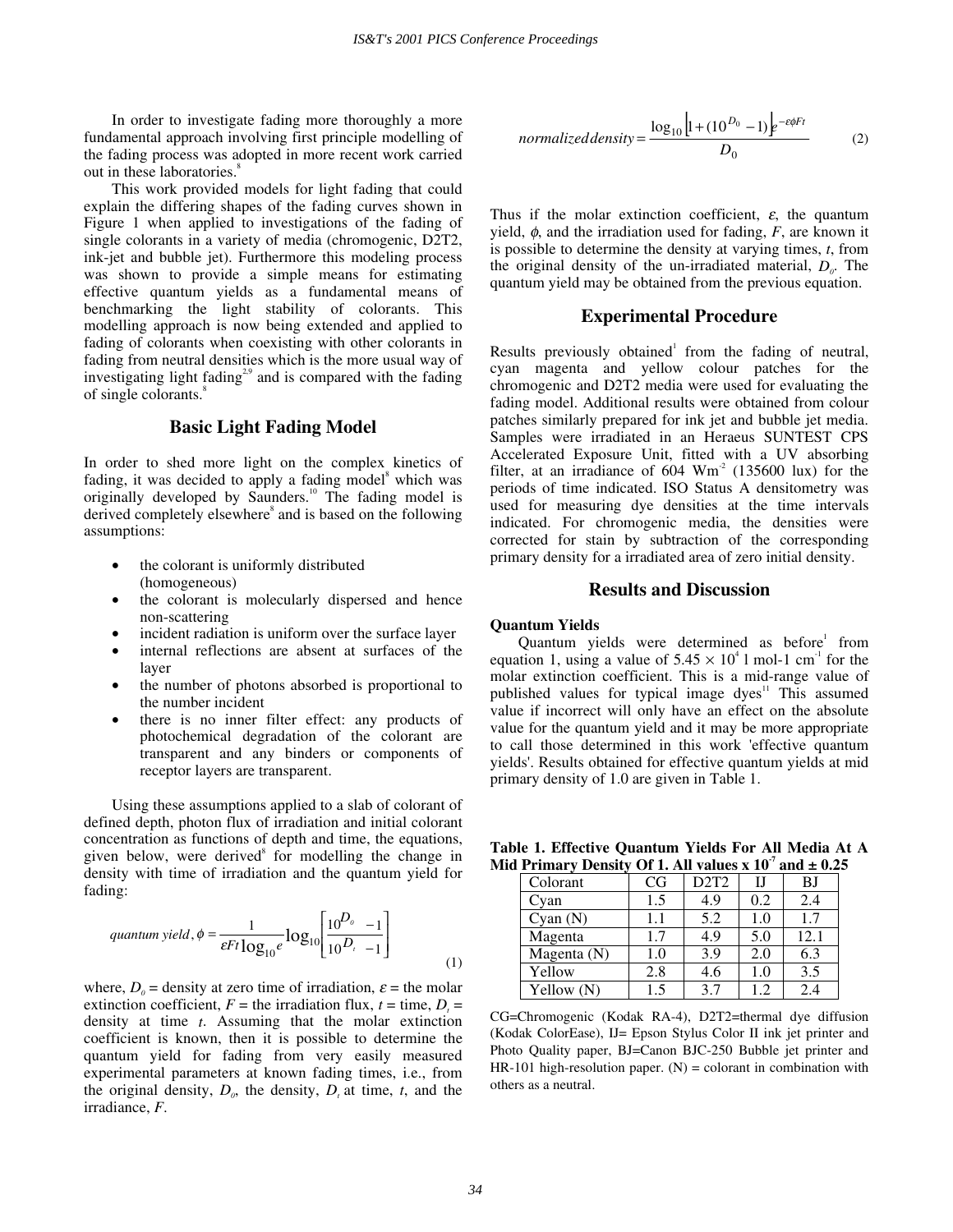In order to investigate fading more thoroughly a more fundamental approach involving first principle modelling of the fading process was adopted in more recent work carried out in these laboratories.[8]

This work provided models for light fading that could explain the differing shapes of the fading curves shown in Figure 1 when applied to investigations of the fading of single colorants in a variety of media (chromogenic, D2T2, ink-jet and bubble jet). Furthermore this modeling process was shown to provide a simple means for estimating effective quantum yields as a fundamental means of benchmarking the light stability of colorants. This modelling approach is now being extended and applied to fading of colorants when coexisting with other colorants in fading from neutral densities which is the more usual way of investigating light fading[2,9] and is compared with the fading of single colorants.[8]

## Basic Light Fading Model

In order to shed more light on the complex kinetics of fading, it was decided to apply a fading model[8] which was originally developed by Saunders.[10] The fading model is derived completely elsewhere[8] and is based on the following assumptions:

- the colorant is uniformly distributed (homogeneous)
- the colorant is molecularly dispersed and hence non-scattering
- incident radiation is uniform over the surface layer
- internal reflections are absent at surfaces of the layer
- the number of photons absorbed is proportional to the number incident
- there is no inner filter effect: any products of photochemical degradation of the colorant are transparent and any binders or components of receptor layers are transparent.

Using these assumptions applied to a slab of colorant of defined depth, photon flux of irradiation and initial colorant concentration as functions of depth and time, the equations, given below, were derived[8] for modelling the change in density with time of irradiation and the quantum yield for fading:

$$quantum\ yield, \phi = \frac{1}{\varepsilon F t \log_{10} e} \log_{10}\left[\frac{10^{D_0} - 1}{10^{D_t} - 1}\right] \quad (1)$$

where, $D_0$ = density at zero time of irradiation, $\varepsilon$ = the molar extinction coefficient, $F$ = the irradiation flux, $t$ = time, $D_t$ = density at time $t$. Assuming that the molar extinction coefficient is known, then it is possible to determine the quantum yield for fading from very easily measured experimental parameters at known fading times, i.e., from the original density, $D_0$, the density, $D_t$ at time, $t$, and the irradiance, $F$.

$$normalized\,density = \frac{\log_{10}\left[1 + (10^{D_0} - 1)\right]e^{-\varepsilon\phi F t}}{D_0} \quad (2)$$

Thus if the molar extinction coefficient, $\varepsilon$, the quantum yield, $\phi$, and the irradiation used for fading, $F$, are known it is possible to determine the density at varying times, $t$, from the original density of the un-irradiated material, $D_0$. The quantum yield may be obtained from the previous equation.

## Experimental Procedure

Results previously obtained[1] from the fading of neutral, cyan magenta and yellow colour patches for the chromogenic and D2T2 media were used for evaluating the fading model. Additional results were obtained from colour patches similarly prepared for ink jet and bubble jet media. Samples were irradiated in an Heraeus SUNTEST CPS Accelerated Exposure Unit, fitted with a UV absorbing filter, at an irradiance of 604 $Wm^{-2}$ (135600 lux) for the periods of time indicated. ISO Status A densitometry was used for measuring dye densities at the time intervals indicated. For chromogenic media, the densities were corrected for stain by subtraction of the corresponding primary density for a irradiated area of zero initial density.

## Results and Discussion

### Quantum Yields

Quantum yields were determined as before[1] from equation 1, using a value of $5.45 \times 10^4$ l mol-1 $cm^{-1}$ for the molar extinction coefficient. This is a mid-range value of published values for typical image dyes[11] This assumed value if incorrect will only have an effect on the absolute value for the quantum yield and it may be more appropriate to call those determined in this work 'effective quantum yields'. Results obtained for effective quantum yields at mid primary density of 1.0 are given in Table 1.

**Table 1. Effective Quantum Yields For All Media At A Mid Primary Density Of 1. All values x $10^{-7}$ and ± 0.25**

| Colorant | CG | D2T2 | IJ | BJ |
|---|---|---|---|---|
| Cyan | 1.5 | 4.9 | 0.2 | 2.4 |
| Cyan (N) | 1.1 | 5.2 | 1.0 | 1.7 |
| Magenta | 1.7 | 4.9 | 5.0 | 12.1 |
| Magenta (N) | 1.0 | 3.9 | 2.0 | 6.3 |
| Yellow | 2.8 | 4.6 | 1.0 | 3.5 |
| Yellow (N) | 1.5 | 3.7 | 1.2 | 2.4 |

CG=Chromogenic (Kodak RA-4), D2T2=thermal dye diffusion (Kodak ColorEase), IJ= Epson Stylus Color II ink jet printer and Photo Quality paper, BJ=Canon BJC-250 Bubble jet printer and HR-101 high-resolution paper. (N) = colorant in combination with others as a neutral.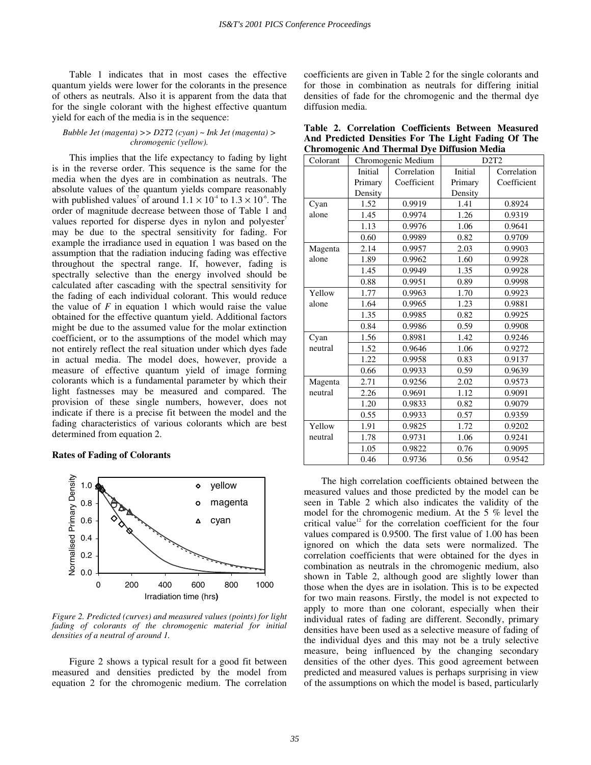Table 1 indicates that in most cases the effective quantum yields were lower for the colorants in the presence of others as neutrals. Also it is apparent from the data that for the single colorant with the highest effective quantum yield for each of the media is in the sequence:

*Bubble Jet (magenta) >> D2T2 (cyan) ~ Ink Jet (magenta) > chromogenic (yellow).*

This implies that the life expectancy to fading by light is in the reverse order. This sequence is the same for the media when the dyes are in combination as neutrals. The absolute values of the quantum yields compare reasonably with published values[7] of around $1.1 \times 10^{-4}$ to $1.3 \times 10^{-6}$. The order of magnitude decrease between those of Table 1 and values reported for disperse dyes in nylon and polyester[7] may be due to the spectral sensitivity for fading. For example the irradiance used in equation 1 was based on the assumption that the radiation inducing fading was effective throughout the spectral range. If, however, fading is spectrally selective than the energy involved should be calculated after cascading with the spectral sensitivity for the fading of each individual colorant. This would reduce the value of $F$ in equation 1 which would raise the value obtained for the effective quantum yield. Additional factors might be due to the assumed value for the molar extinction coefficient, or to the assumptions of the model which may not entirely reflect the real situation under which dyes fade in actual media. The model does, however, provide a measure of effective quantum yield of image forming colorants which is a fundamental parameter by which their light fastnesses may be measured and compared. The provision of these single numbers, however, does not indicate if there is a precise fit between the model and the fading characteristics of various colorants which are best determined from equation 2.

**Rates of Fading of Colorants**

*Figure 2. Predicted (curves) and measured values (points) for light fading of colorants of the chromogenic material for initial densities of a neutral of around 1.*

Figure 2 shows a typical result for a good fit between measured and densities predicted by the model from equation 2 for the chromogenic medium. The correlation coefficients are given in Table 2 for the single colorants and for those in combination as neutrals for differing initial densities of fade for the chromogenic and the thermal dye diffusion media.

**Table 2. Correlation Coefficients Between Measured And Predicted Densities For The Light Fading Of The Chromogenic And Thermal Dye Diffusion Media**

| Colorant | Chromogenic Medium | | D2T2 | |
|---|---|---|---|---|
| | Initial Primary Density | Correlation Coefficient | Initial Primary Density | Correlation Coefficient |
| Cyan alone | 1.52 | 0.9919 | 1.41 | 0.8924 |
| | 1.45 | 0.9974 | 1.26 | 0.9319 |
| | 1.13 | 0.9976 | 1.06 | 0.9641 |
| | 0.60 | 0.9989 | 0.82 | 0.9709 |
| Magenta alone | 2.14 | 0.9957 | 2.03 | 0.9903 |
| | 1.89 | 0.9962 | 1.60 | 0.9928 |
| | 1.45 | 0.9949 | 1.35 | 0.9928 |
| | 0.88 | 0.9951 | 0.89 | 0.9998 |
| Yellow alone | 1.77 | 0.9963 | 1.70 | 0.9923 |
| | 1.64 | 0.9965 | 1.23 | 0.9881 |
| | 1.35 | 0.9985 | 0.82 | 0.9925 |
| | 0.84 | 0.9986 | 0.59 | 0.9908 |
| Cyan neutral | 1.56 | 0.8981 | 1.42 | 0.9246 |
| | 1.52 | 0.9646 | 1.06 | 0.9272 |
| | 1.22 | 0.9958 | 0.83 | 0.9137 |
| | 0.66 | 0.9933 | 0.59 | 0.9639 |
| Magenta neutral | 2.71 | 0.9256 | 2.02 | 0.9573 |
| | 2.26 | 0.9691 | 1.12 | 0.9091 |
| | 1.20 | 0.9833 | 0.82 | 0.9079 |
| | 0.55 | 0.9933 | 0.57 | 0.9359 |
| Yellow neutral | 1.91 | 0.9825 | 1.72 | 0.9202 |
| | 1.78 | 0.9731 | 1.06 | 0.9241 |
| | 1.05 | 0.9822 | 0.76 | 0.9095 |
| | 0.46 | 0.9736 | 0.56 | 0.9542 |

The high correlation coefficients obtained between the measured values and those predicted by the model can be seen in Table 2 which also indicates the validity of the model for the chromogenic medium. At the 5 % level the critical value[12] for the correlation coefficient for the four values compared is 0.9500. The first value of 1.00 has been ignored on which the data sets were normalized. The correlation coefficients that were obtained for the dyes in combination as neutrals in the chromogenic medium, also shown in Table 2, although good are slightly lower than those when the dyes are in isolation. This is to be expected for two main reasons. Firstly, the model is not expected to apply to more than one colorant, especially when their individual rates of fading are different. Secondly, primary densities have been used as a selective measure of fading of the individual dyes and this may not be a truly selective measure, being influenced by the changing secondary densities of the other dyes. This good agreement between predicted and measured values is perhaps surprising in view of the assumptions on which the model is based, particularly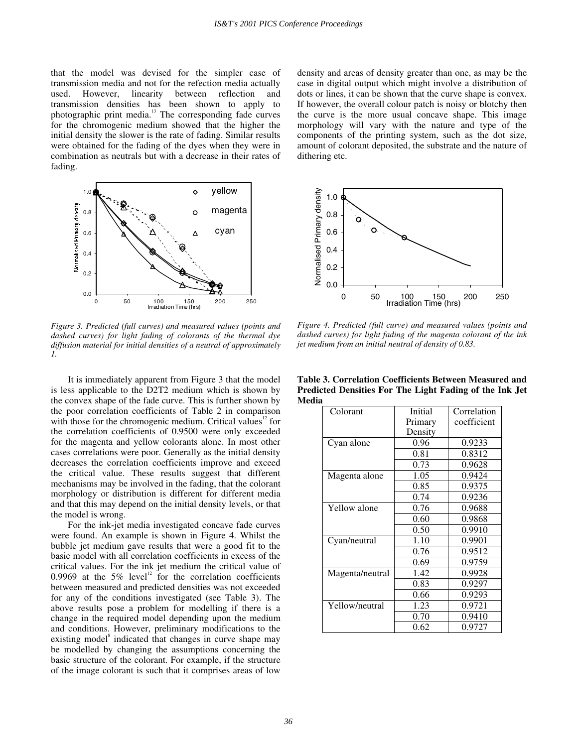that the model was devised for the simpler case of transmission media and not for the refection media actually used. However, linearity between reflection and transmission densities has been shown to apply to photographic print media.[13] The corresponding fade curves for the chromogenic medium showed that the higher the initial density the slower is the rate of fading. Similar results were obtained for the fading of the dyes when they were in combination as neutrals but with a decrease in their rates of fading.

*Figure 3. Predicted (full curves) and measured values (points and dashed curves) for light fading of colorants of the thermal dye diffusion material for initial densities of a neutral of approximately 1.*

It is immediately apparent from Figure 3 that the model is less applicable to the D2T2 medium which is shown by the convex shape of the fade curve. This is further shown by the poor correlation coefficients of Table 2 in comparison with those for the chromogenic medium. Critical values[12] for the correlation coefficients of 0.9500 were only exceeded for the magenta and yellow colorants alone. In most other cases correlations were poor. Generally as the initial density decreases the correlation coefficients improve and exceed the critical value. These results suggest that different mechanisms may be involved in the fading, that the colorant morphology or distribution is different for different media and that this may depend on the initial density levels, or that the model is wrong.

For the ink-jet media investigated concave fade curves were found. An example is shown in Figure 4. Whilst the bubble jet medium gave results that were a good fit to the basic model with all correlation coefficients in excess of the critical values. For the ink jet medium the critical value of 0.9969 at the 5% level[12] for the correlation coefficients between measured and predicted densities was not exceeded for any of the conditions investigated (see Table 3). The above results pose a problem for modelling if there is a change in the required model depending upon the medium and conditions. However, preliminary modifications to the existing model[8] indicated that changes in curve shape may be modelled by changing the assumptions concerning the basic structure of the colorant. For example, if the structure of the image colorant is such that it comprises areas of low density and areas of density greater than one, as may be the case in digital output which might involve a distribution of dots or lines, it can be shown that the curve shape is convex. If however, the overall colour patch is noisy or blotchy then the curve is the more usual concave shape. This image morphology will vary with the nature and type of the components of the printing system, such as the dot size, amount of colorant deposited, the substrate and the nature of dithering etc.

*Figure 4. Predicted (full curve) and measured values (points and dashed curves) for light fading of the magenta colorant of the ink jet medium from an initial neutral of density of 0.83.*

**Table 3. Correlation Coefficients Between Measured and Predicted Densities For The Light Fading of the Ink Jet Media**

| Colorant | Initial Primary Density | Correlation coefficient |
|---|---|---|
| Cyan alone | 0.96 | 0.9233 |
| | 0.81 | 0.8312 |
| | 0.73 | 0.9628 |
| Magenta alone | 1.05 | 0.9424 |
| | 0.85 | 0.9375 |
| | 0.74 | 0.9236 |
| Yellow alone | 0.76 | 0.9688 |
| | 0.60 | 0.9868 |
| | 0.50 | 0.9910 |
| Cyan/neutral | 1.10 | 0.9901 |
| | 0.76 | 0.9512 |
| | 0.69 | 0.9759 |
| Magenta/neutral | 1.42 | 0.9928 |
| | 0.83 | 0.9297 |
| | 0.66 | 0.9293 |
| Yellow/neutral | 1.23 | 0.9721 |
| | 0.70 | 0.9410 |
| | 0.62 | 0.9727 |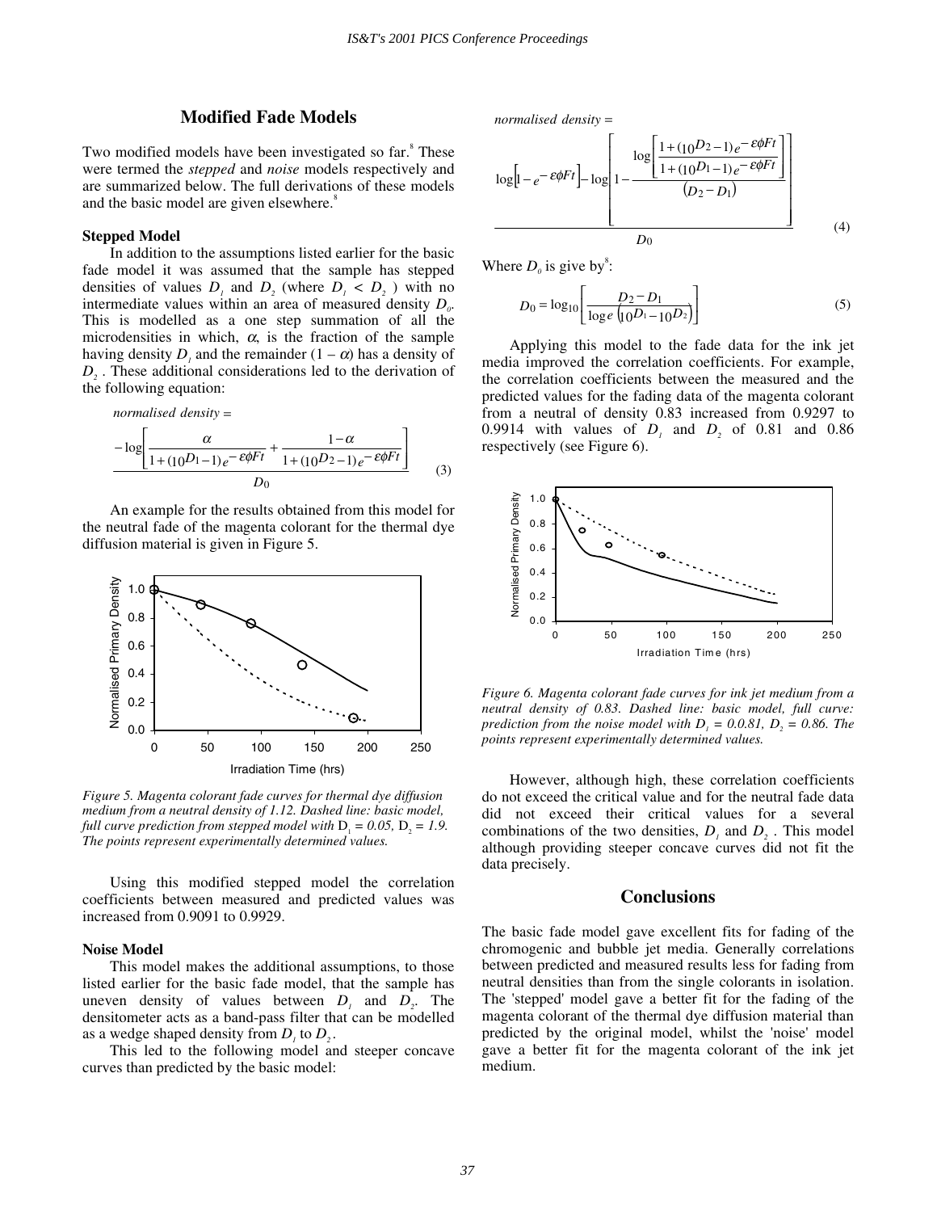## Modified Fade Models

Two modified models have been investigated so far.[8] These were termed the *stepped* and *noise* models respectively and are summarized below. The full derivations of these models and the basic model are given elsewhere.[8]

### Stepped Model

In addition to the assumptions listed earlier for the basic fade model it was assumed that the sample has stepped densities of values $D_1$ and $D_2$ (where $D_1 < D_2$) with no intermediate values within an area of measured density $D_0$. This is modelled as a one step summation of all the microdensities in which, $\alpha$, is the fraction of the sample having density $D_1$ and the remainder $(1 - \alpha)$ has a density of $D_2$. These additional considerations led to the derivation of the following equation:

$$\textit{normalised density} = \frac{-\log\left[\dfrac{\alpha}{1+(10^{D_1}-1)e^{-\varepsilon\phi Ft}} + \dfrac{1-\alpha}{1+(10^{D_2}-1)e^{-\varepsilon\phi Ft}}\right]}{D_0} \tag{3}$$

An example for the results obtained from this model for the neutral fade of the magenta colorant for the thermal dye diffusion material is given in Figure 5.

*Figure 5. Magenta colorant fade curves for thermal dye diffusion medium from a neutral density of 1.12. Dashed line: basic model, full curve prediction from stepped model with* $D_1 = 0.05$, $D_2 = 1.9$. *The points represent experimentally determined values.*

Using this modified stepped model the correlation coefficients between measured and predicted values was increased from 0.9091 to 0.9929.

### Noise Model

This model makes the additional assumptions, to those listed earlier for the basic fade model, that the sample has uneven density of values between $D_1$ and $D_2$. The densitometer acts as a band-pass filter that can be modelled as a wedge shaped density from $D_1$ to $D_2$.

This led to the following model and steeper concave curves than predicted by the basic model:

$$\textit{normalised density} = \frac{\log\left[1-e^{-\varepsilon\phi Ft}\right] - \log\left[1 - \dfrac{\log\left[\dfrac{1+(10^{D_2}-1)e^{-\varepsilon\phi Ft}}{1+(10^{D_1}-1)e^{-\varepsilon\phi Ft}}\right]}{(D_2 - D_1)}\right]}{D_0} \tag{4}$$

Where $D_0$ is give by[8]:

$$D_0 = \log_{10}\left[\frac{D_2 - D_1}{\log e\left(10^{D_1} - 10^{D_2}\right)}\right] \tag{5}$$

Applying this model to the fade data for the ink jet media improved the correlation coefficients. For example, the correlation coefficients between the measured and the predicted values for the fading data of the magenta colorant from a neutral of density 0.83 increased from 0.9297 to 0.9914 with values of $D_1$ and $D_2$ of 0.81 and 0.86 respectively (see Figure 6).

*Figure 6. Magenta colorant fade curves for ink jet medium from a neutral density of 0.83. Dashed line: basic model, full curve: prediction from the noise model with* $D_1 = 0.0.81$, $D_2 = 0.86$. *The points represent experimentally determined values.*

However, although high, these correlation coefficients do not exceed the critical value and for the neutral fade data did not exceed their critical values for a several combinations of the two densities, $D_1$ and $D_2$. This model although providing steeper concave curves did not fit the data precisely.

## Conclusions

The basic fade model gave excellent fits for fading of the chromogenic and bubble jet media. Generally correlations between predicted and measured results less for fading from neutral densities than from the single colorants in isolation. The 'stepped' model gave a better fit for the fading of the magenta colorant of the thermal dye diffusion material than predicted by the original model, whilst the 'noise' model gave a better fit for the magenta colorant of the ink jet medium.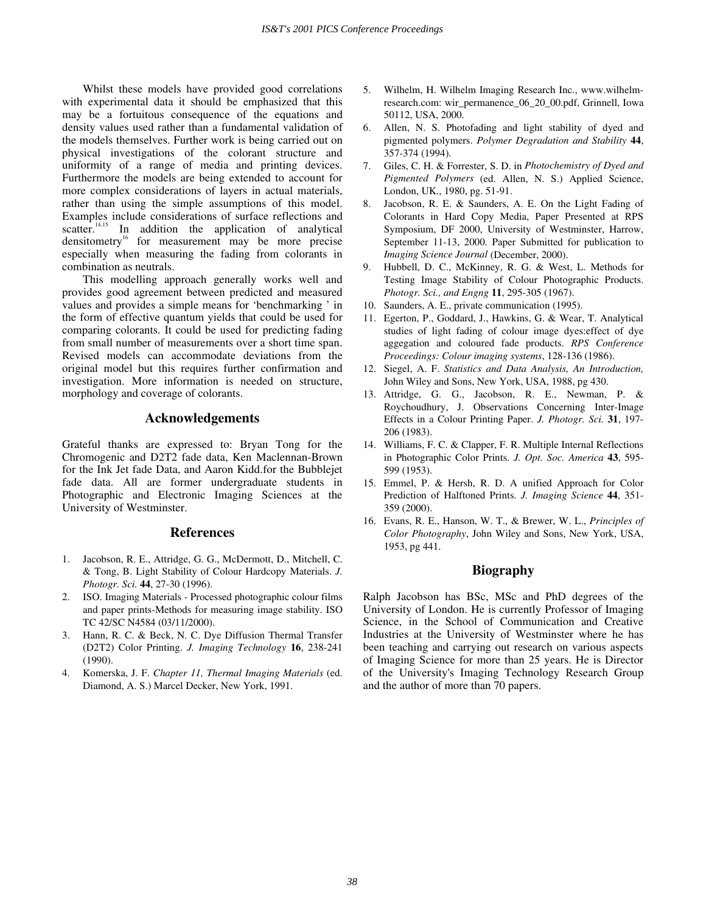Whilst these models have provided good correlations with experimental data it should be emphasized that this may be a fortuitous consequence of the equations and density values used rather than a fundamental validation of the models themselves. Further work is being carried out on physical investigations of the colorant structure and uniformity of a range of media and printing devices. Furthermore the models are being extended to account for more complex considerations of layers in actual materials, rather than using the simple assumptions of this model. Examples include considerations of surface reflections and scatter.[14,15] In addition the application of analytical densitometry[16] for measurement may be more precise especially when measuring the fading from colorants in combination as neutrals.

This modelling approach generally works well and provides good agreement between predicted and measured values and provides a simple means for 'benchmarking ' in the form of effective quantum yields that could be used for comparing colorants. It could be used for predicting fading from small number of measurements over a short time span. Revised models can accommodate deviations from the original model but this requires further confirmation and investigation. More information is needed on structure, morphology and coverage of colorants.

## Acknowledgements

Grateful thanks are expressed to: Bryan Tong for the Chromogenic and D2T2 fade data, Ken Maclennan-Brown for the Ink Jet fade Data, and Aaron Kidd.for the Bubblejet fade data. All are former undergraduate students in Photographic and Electronic Imaging Sciences at the University of Westminster.

## References

1. Jacobson, R. E., Attridge, G. G., McDermott, D., Mitchell, C. & Tong, B. Light Stability of Colour Hardcopy Materials. *J. Photogr. Sci.* **44**, 27-30 (1996).
2. ISO. Imaging Materials - Processed photographic colour films and paper prints-Methods for measuring image stability. ISO TC 42/SC N4584 (03/11/2000).
3. Hann, R. C. & Beck, N. C. Dye Diffusion Thermal Transfer (D2T2) Color Printing. *J. Imaging Technology* **16**, 238-241 (1990).
4. Komerska, J. F. *Chapter 11, Thermal Imaging Materials* (ed. Diamond, A. S.) Marcel Decker, New York, 1991.
5. Wilhelm, H. Wilhelm Imaging Research Inc., www.wilhelm-research.com: wir_permanence_06_20_00.pdf, Grinnell, Iowa 50112, USA, 2000.
6. Allen, N. S. Photofading and light stability of dyed and pigmented polymers. *Polymer Degradation and Stability* **44**, 357-374 (1994).
7. Giles, C. H. & Forrester, S. D. in *Photochemistry of Dyed and Pigmented Polymers* (ed. Allen, N. S.) Applied Science, London, UK., 1980, pg. 51-91.
8. Jacobson, R. E. & Saunders, A. E. On the Light Fading of Colorants in Hard Copy Media, Paper Presented at RPS Symposium, DF 2000, University of Westminster, Harrow, September 11-13, 2000. Paper Submitted for publication to *Imaging Science Journal* (December, 2000).
9. Hubbell, D. C., McKinney, R. G. & West, L. Methods for Testing Image Stability of Colour Photographic Products. *Photogr. Sci., and Engng* **11**, 295-305 (1967).
10. Saunders, A. E., private communication (1995).
11. Egerton, P., Goddard, J., Hawkins, G. & Wear, T. Analytical studies of light fading of colour image dyes:effect of dye aggegation and coloured fade products. *RPS Conference Proceedings: Colour imaging systems*, 128-136 (1986).
12. Siegel, A. F. *Statistics and Data Analysis, An Introduction,* John Wiley and Sons, New York, USA, 1988, pg 430.
13. Attridge, G. G., Jacobson, R. E., Newman, P. & Roychoudhury, J. Observations Concerning Inter-Image Effects in a Colour Printing Paper. *J. Photogr. Sci.* **31**, 197-206 (1983).
14. Williams, F. C. & Clapper, F. R. Multiple Internal Reflections in Photographic Color Prints. *J. Opt. Soc. America* **43**, 595-599 (1953).
15. Emmel, P. & Hersh, R. D. A unified Approach for Color Prediction of Halftoned Prints. *J. Imaging Science* **44**, 351-359 (2000).
16. Evans, R. E., Hanson, W. T., & Brewer, W. L., *Principles of Color Photography*, John Wiley and Sons, New York, USA, 1953, pg 441.

## Biography

Ralph Jacobson has BSc, MSc and PhD degrees of the University of London. He is currently Professor of Imaging Science, in the School of Communication and Creative Industries at the University of Westminster where he has been teaching and carrying out research on various aspects of Imaging Science for more than 25 years. He is Director of the University's Imaging Technology Research Group and the author of more than 70 papers.